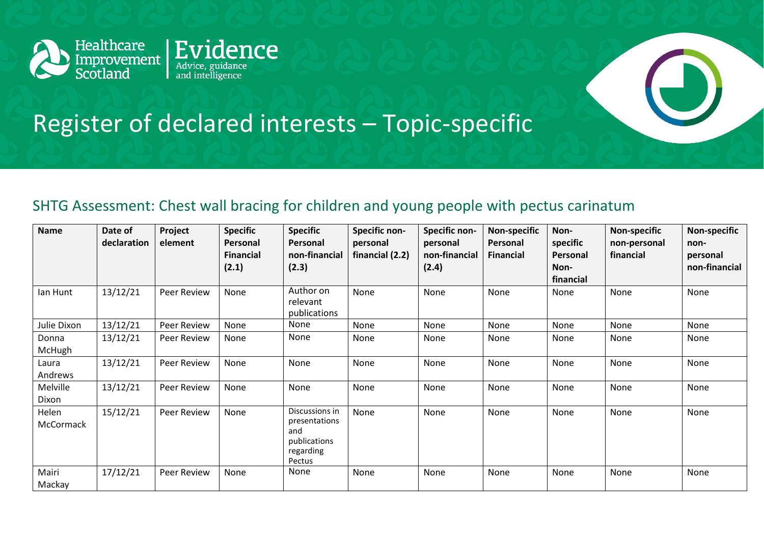Healthcare Improvement Scotland | Evidence Advice, guidance and intelligence

# Register of declared interests – Topic-specific

## SHTG Assessment: Chest wall bracing for children and young people with pectus carinatum

| Name | Date of declaration | Project element | Specific Personal Financial (2.1) | Specific Personal non-financial (2.3) | Specific non-personal financial (2.2) | Specific non-personal non-financial (2.4) | Non-specific Personal Financial | Non-specific Personal Non-financial | Non-specific non-personal financial | Non-specific non-personal non-financial |
|---|---|---|---|---|---|---|---|---|---|---|
| Ian Hunt | 13/12/21 | Peer Review | None | Author on relevant publications | None | None | None | None | None | None |
| Julie Dixon | 13/12/21 | Peer Review | None | None | None | None | None | None | None | None |
| Donna McHugh | 13/12/21 | Peer Review | None | None | None | None | None | None | None | None |
| Laura Andrews | 13/12/21 | Peer Review | None | None | None | None | None | None | None | None |
| Melville Dixon | 13/12/21 | Peer Review | None | None | None | None | None | None | None | None |
| Helen McCormack | 15/12/21 | Peer Review | None | Discussions in presentations and publications regarding Pectus | None | None | None | None | None | None |
| Mairi Mackay | 17/12/21 | Peer Review | None | None | None | None | None | None | None | None |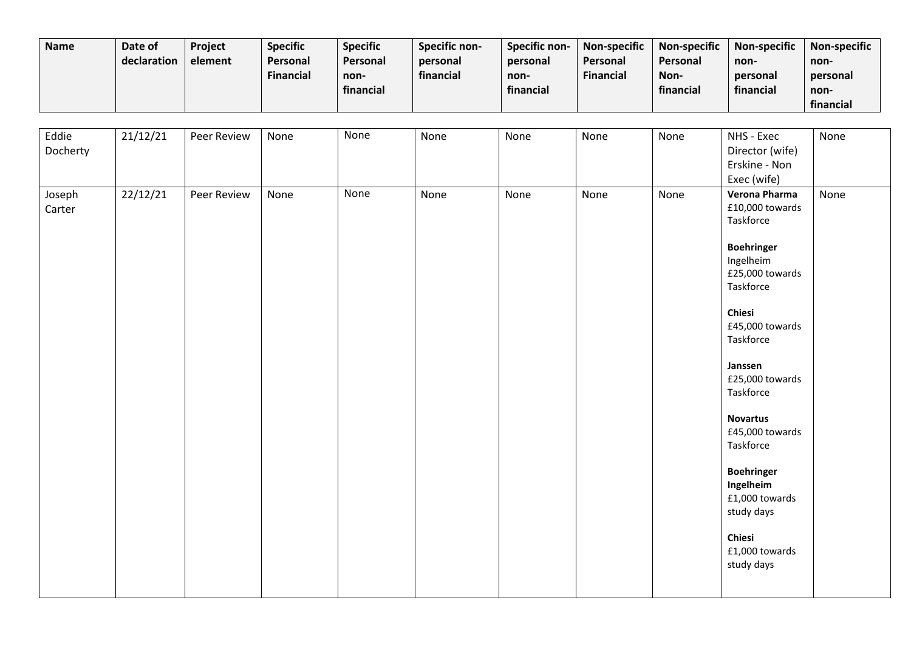| Name | Date of declaration | Project element | Specific Personal Financial | Specific Personal non-financial | Specific non-personal financial | Specific non-personal non-financial | Non-specific Personal Financial | Non-specific Personal Non-financial | Non-specific non-personal financial | Non-specific non-personal non-financial |
|---|---|---|---|---|---|---|---|---|---|---|
| Eddie Docherty | 21/12/21 | Peer Review | None | None | None | None | None | None | NHS - Exec Director (wife)<br>Erskine - Non Exec (wife) | None |
| Joseph Carter | 22/12/21 | Peer Review | None | None | None | None | None | None | **Verona Pharma** £10,000 towards Taskforce<br><br>**Boehringer** Ingelheim £25,000 towards Taskforce<br><br>**Chiesi** £45,000 towards Taskforce<br><br>**Janssen** £25,000 towards Taskforce<br><br>**Novartus** £45,000 towards Taskforce<br><br>**Boehringer Ingelheim** £1,000 towards study days<br><br>**Chiesi** £1,000 towards study days | None |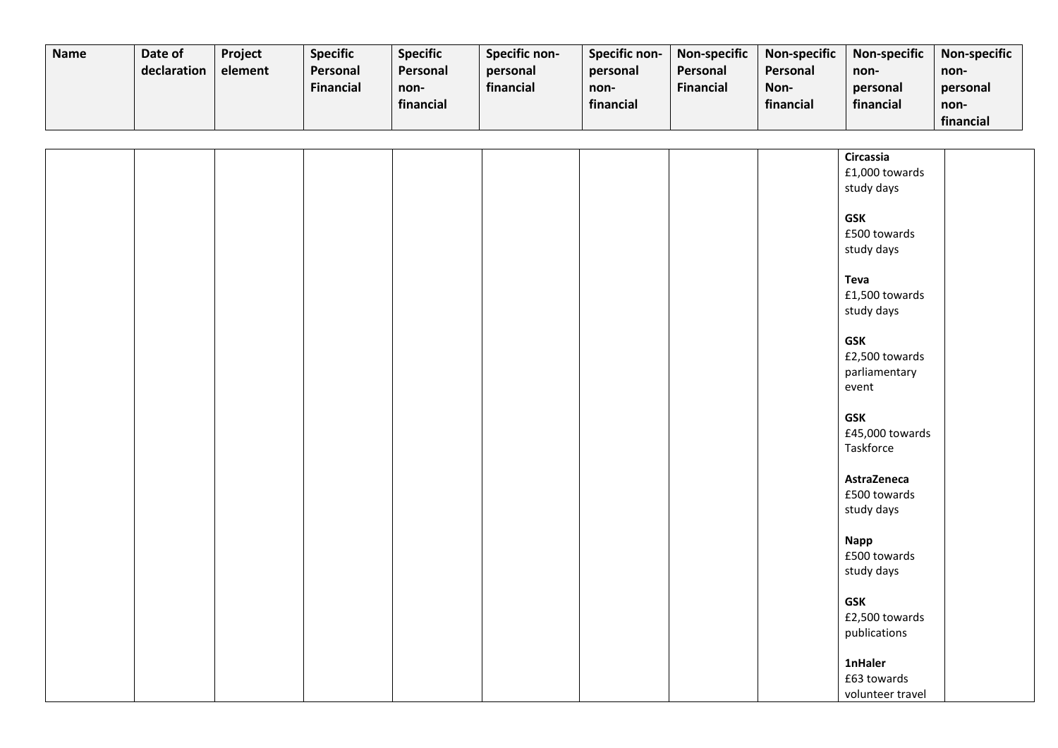| Name | Date of declaration | Project element | Specific Personal Financial | Specific Personal non-financial | Specific non-personal financial | Specific non-personal non-financial | Non-specific Personal Financial | Non-specific Personal Non-financial | Non-specific non-personal financial | Non-specific non-personal non-financial |
|---|---|---|---|---|---|---|---|---|---|---|
| | | | | | | | | | **Circassia** £1,000 towards study days<br><br>**GSK** £500 towards study days<br><br>**Teva** £1,500 towards study days<br><br>**GSK** £2,500 towards parliamentary event<br><br>**GSK** £45,000 towards Taskforce<br><br>**AstraZeneca** £500 towards study days<br><br>**Napp** £500 towards study days<br><br>**GSK** £2,500 towards publications<br><br>**1nHaler** £63 towards volunteer travel | |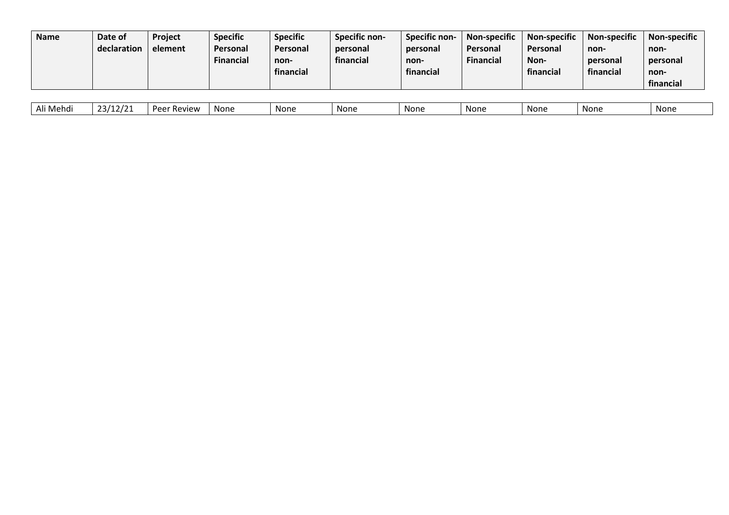| Name | Date of declaration | Project element | Specific Personal Financial | Specific Personal non-financial | Specific non-personal financial | Specific non-personal non-financial | Non-specific Personal Financial | Non-specific Personal Non-financial | Non-specific non-personal financial | Non-specific non-personal non-financial |
|---|---|---|---|---|---|---|---|---|---|---|
| Ali Mehdi | 23/12/21 | Peer Review | None | None | None | None | None | None | None | None |